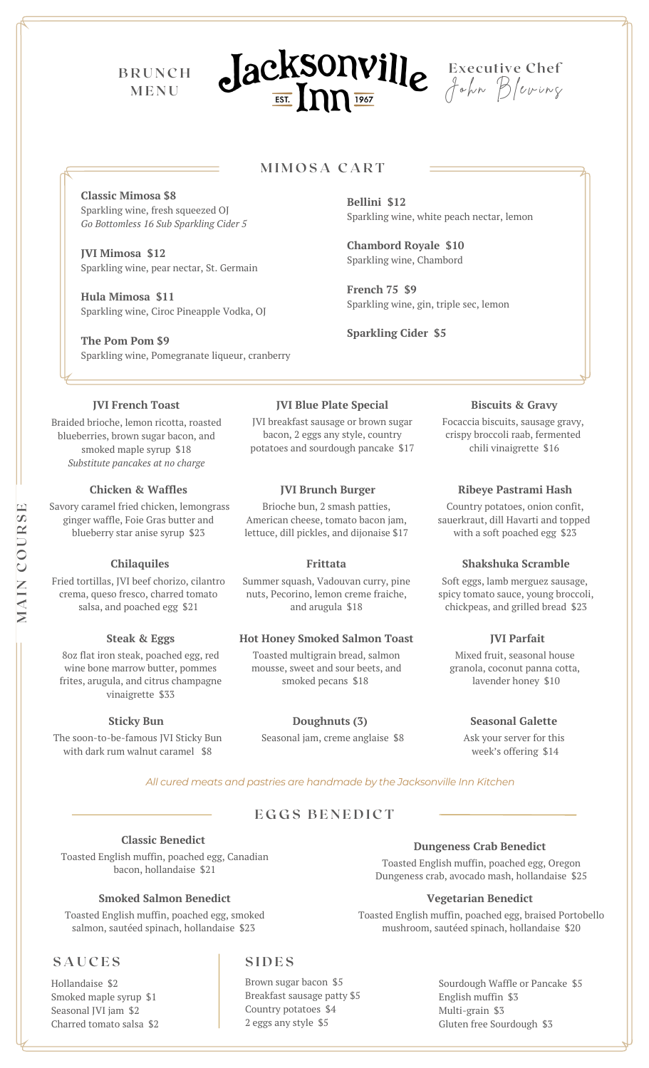# Jacksonville Inn

EST. 1967

BRUNCH MENU

Executive Chef John Blevins

## MIMOSA CART

**Classic Mimosa $8**
Sparkling wine, fresh squeezed OJ
*Go Bottomless 16 Sub Sparkling Cider 5*

**JVI Mimosa $12**
Sparkling wine, pear nectar, St. Germain

**Hula Mimosa $11**
Sparkling wine, Ciroc Pineapple Vodka, OJ

**The Pom Pom $9**
Sparkling wine, Pomegranate liqueur, cranberry

**Bellini $12**
Sparkling wine, white peach nectar, lemon

**Chambord Royale $10**
Sparkling wine, Chambord

**French 75 $9**
Sparkling wine, gin, triple sec, lemon

**Sparkling Cider $5**

## MAIN COURSE

**JVI French Toast**
Braided brioche, lemon ricotta, roasted blueberries, brown sugar bacon, and smoked maple syrup $18
*Substitute pancakes at no charge*

**JVI Blue Plate Special**
JVI breakfast sausage or brown sugar bacon, 2 eggs any style, country potatoes and sourdough pancake $17

**Biscuits & Gravy**
Focaccia biscuits, sausage gravy, crispy broccoli raab, fermented chili vinaigrette $16

**Chicken & Waffles**
Savory caramel fried chicken, lemongrass ginger waffle, Foie Gras butter and blueberry star anise syrup $23

**JVI Brunch Burger**
Brioche bun, 2 smash patties, American cheese, tomato bacon jam, lettuce, dill pickles, and dijonaise $17

**Ribeye Pastrami Hash**
Country potatoes, onion confit, sauerkraut, dill Havarti and topped with a soft poached egg $23

**Chilaquiles**
Fried tortillas, JVI beef chorizo, cilantro crema, queso fresco, charred tomato salsa, and poached egg $21

**Frittata**
Summer squash, Vadouvan curry, pine nuts, Pecorino, lemon creme fraiche, and arugula $18

**Shakshuka Scramble**
Soft eggs, lamb merguez sausage, spicy tomato sauce, young broccoli, chickpeas, and grilled bread $23

**Steak & Eggs**
8oz flat iron steak, poached egg, red wine bone marrow butter, pommes frites, arugula, and citrus champagne vinaigrette $33

**Hot Honey Smoked Salmon Toast**
Toasted multigrain bread, salmon mousse, sweet and sour beets, and smoked pecans $18

**JVI Parfait**
Mixed fruit, seasonal house granola, coconut panna cotta, lavender honey $10

**Sticky Bun**
The soon-to-be-famous JVI Sticky Bun with dark rum walnut caramel $8

**Doughnuts (3)**
Seasonal jam, creme anglaise $8

**Seasonal Galette**
Ask your server for this week's offering $14

*All cured meats and pastries are handmade by the Jacksonville Inn Kitchen*

## EGGS BENEDICT

**Classic Benedict**
Toasted English muffin, poached egg, Canadian bacon, hollandaise $21

**Smoked Salmon Benedict**
Toasted English muffin, poached egg, smoked salmon, sautéed spinach, hollandaise $23

**Dungeness Crab Benedict**
Toasted English muffin, poached egg, Oregon Dungeness crab, avocado mash, hollandaise $25

**Vegetarian Benedict**
Toasted English muffin, poached egg, braised Portobello mushroom, sautéed spinach, hollandaise $20

## SAUCES

- Hollandaise $2
- Smoked maple syrup $1
- Seasonal JVI jam $2
- Charred tomato salsa $2

## SIDES

- Brown sugar bacon $5
- Breakfast sausage patty $5
- Country potatoes $4
- 2 eggs any style $5
- Sourdough Waffle or Pancake $5
- English muffin $3
- Multi-grain $3
- Gluten free Sourdough $3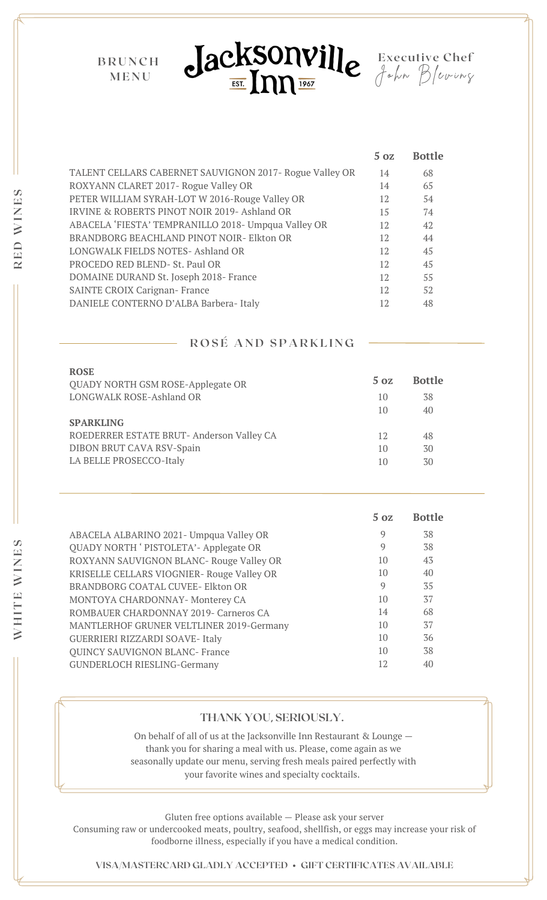BRUNCH MENU

# Jacksonville Inn

EST. 1967

Executive Chef John Blevins

## RED WINES

| | 5 oz | Bottle |
|---|---|---|
| TALENT CELLARS CABERNET SAUVIGNON 2017- Rogue Valley OR | 14 | 68 |
| ROXYANN CLARET 2017- Rogue Valley OR | 14 | 65 |
| PETER WILLIAM SYRAH-LOT W 2016-Rouge Valley OR | 12 | 54 |
| IRVINE & ROBERTS PINOT NOIR 2019- Ashland OR | 15 | 74 |
| ABACELA 'FIESTA' TEMPRANILLO 2018- Umpqua Valley OR | 12 | 42 |
| BRANDBORG BEACHLAND PINOT NOIR- Elkton OR | 12 | 44 |
| LONGWALK FIELDS NOTES- Ashland OR | 12 | 45 |
| PROCEDO RED BLEND- St. Paul OR | 12 | 45 |
| DOMAINE DURAND St. Joseph 2018- France | 12 | 55 |
| SAINTE CROIX Carignan- France | 12 | 52 |
| DANIELE CONTERNO D'ALBA Barbera- Italy | 12 | 48 |

## ROSÉ AND SPARKLING

| | 5 oz | Bottle |
|---|---|---|
| **ROSE** | | |
| QUADY NORTH GSM ROSE-Applegate OR | 10 | 38 |
| LONGWALK ROSE-Ashland OR | 10 | 40 |
| **SPARKLING** | | |
| ROEDERRER ESTATE BRUT- Anderson Valley CA | 12 | 48 |
| DIBON BRUT CAVA RSV-Spain | 10 | 30 |
| LA BELLE PROSECCO-Italy | 10 | 30 |

## WHITE WINES

| | 5 oz | Bottle |
|---|---|---|
| ABACELA ALBARINO 2021- Umpqua Valley OR | 9 | 38 |
| QUADY NORTH ' PISTOLETA'- Applegate OR | 9 | 38 |
| ROXYANN SAUVIGNON BLANC- Rouge Valley OR | 10 | 43 |
| KRISELLE CELLARS VIOGNIER- Rouge Valley OR | 10 | 40 |
| BRANDBORG COATAL CUVEE- Elkton OR | 9 | 35 |
| MONTOYA CHARDONNAY- Monterey CA | 10 | 37 |
| ROMBAUER CHARDONNAY 2019- Carneros CA | 14 | 68 |
| MANTLERHOF GRUNER VELTLINER 2019-Germany | 10 | 37 |
| GUERRIERI RIZZARDI SOAVE- Italy | 10 | 36 |
| QUINCY SAUVIGNON BLANC- France | 10 | 38 |
| GUNDERLOCH RIESLING-Germany | 12 | 40 |

### THANK YOU, SERIOUSLY.

On behalf of all of us at the Jacksonville Inn Restaurant & Lounge — thank you for sharing a meal with us. Please, come again as we seasonally update our menu, serving fresh meals paired perfectly with your favorite wines and specialty cocktails.

Gluten free options available — Please ask your server

Consuming raw or undercooked meats, poultry, seafood, shellfish, or eggs may increase your risk of foodborne illness, especially if you have a medical condition.

VISA/MASTERCARD GLADLY ACCEPTED • GIFT CERTIFICATES AVAILABLE